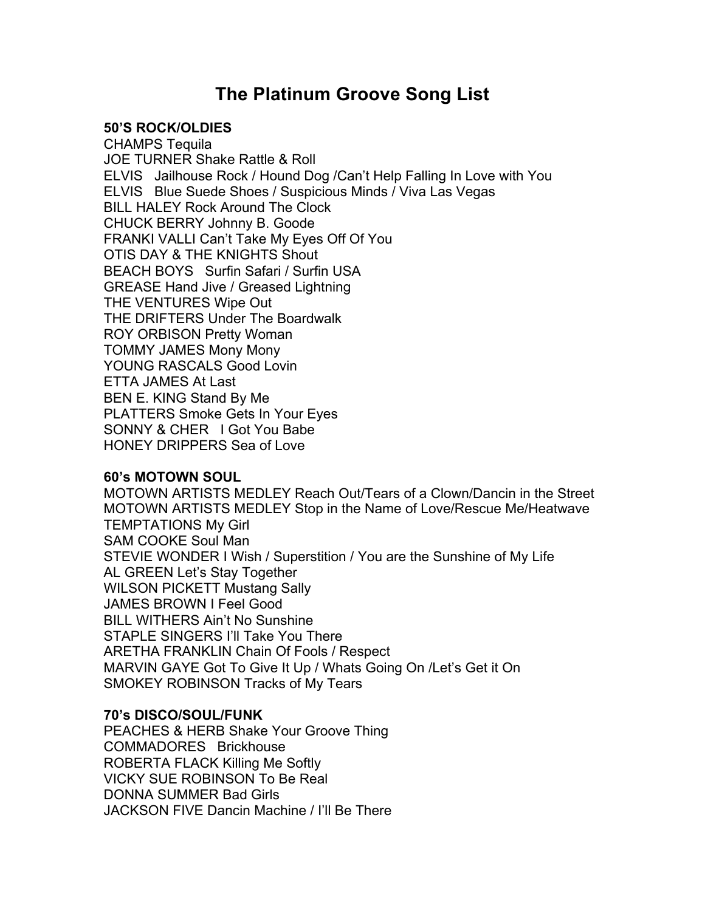# The Platinum Groove Song List

**50'S ROCK/OLDIES**

CHAMPS Tequila
JOE TURNER Shake Rattle & Roll
ELVIS Jailhouse Rock / Hound Dog /Can't Help Falling In Love with You
ELVIS Blue Suede Shoes / Suspicious Minds / Viva Las Vegas
BILL HALEY Rock Around The Clock
CHUCK BERRY Johnny B. Goode
FRANKI VALLI Can't Take My Eyes Off Of You
OTIS DAY & THE KNIGHTS Shout
BEACH BOYS Surfin Safari / Surfin USA
GREASE Hand Jive / Greased Lightning
THE VENTURES Wipe Out
THE DRIFTERS Under The Boardwalk
ROY ORBISON Pretty Woman
TOMMY JAMES Mony Mony
YOUNG RASCALS Good Lovin
ETTA JAMES At Last
BEN E. KING Stand By Me
PLATTERS Smoke Gets In Your Eyes
SONNY & CHER I Got You Babe
HONEY DRIPPERS Sea of Love

**60's MOTOWN SOUL**

MOTOWN ARTISTS MEDLEY Reach Out/Tears of a Clown/Dancin in the Street
MOTOWN ARTISTS MEDLEY Stop in the Name of Love/Rescue Me/Heatwave
TEMPTATIONS My Girl
SAM COOKE Soul Man
STEVIE WONDER I Wish / Superstition / You are the Sunshine of My Life
AL GREEN Let's Stay Together
WILSON PICKETT Mustang Sally
JAMES BROWN I Feel Good
BILL WITHERS Ain't No Sunshine
STAPLE SINGERS I'll Take You There
ARETHA FRANKLIN Chain Of Fools / Respect
MARVIN GAYE Got To Give It Up / Whats Going On /Let's Get it On
SMOKEY ROBINSON Tracks of My Tears

**70's DISCO/SOUL/FUNK**

PEACHES & HERB Shake Your Groove Thing
COMMADORES Brickhouse
ROBERTA FLACK Killing Me Softly
VICKY SUE ROBINSON To Be Real
DONNA SUMMER Bad Girls
JACKSON FIVE Dancin Machine / I'll Be There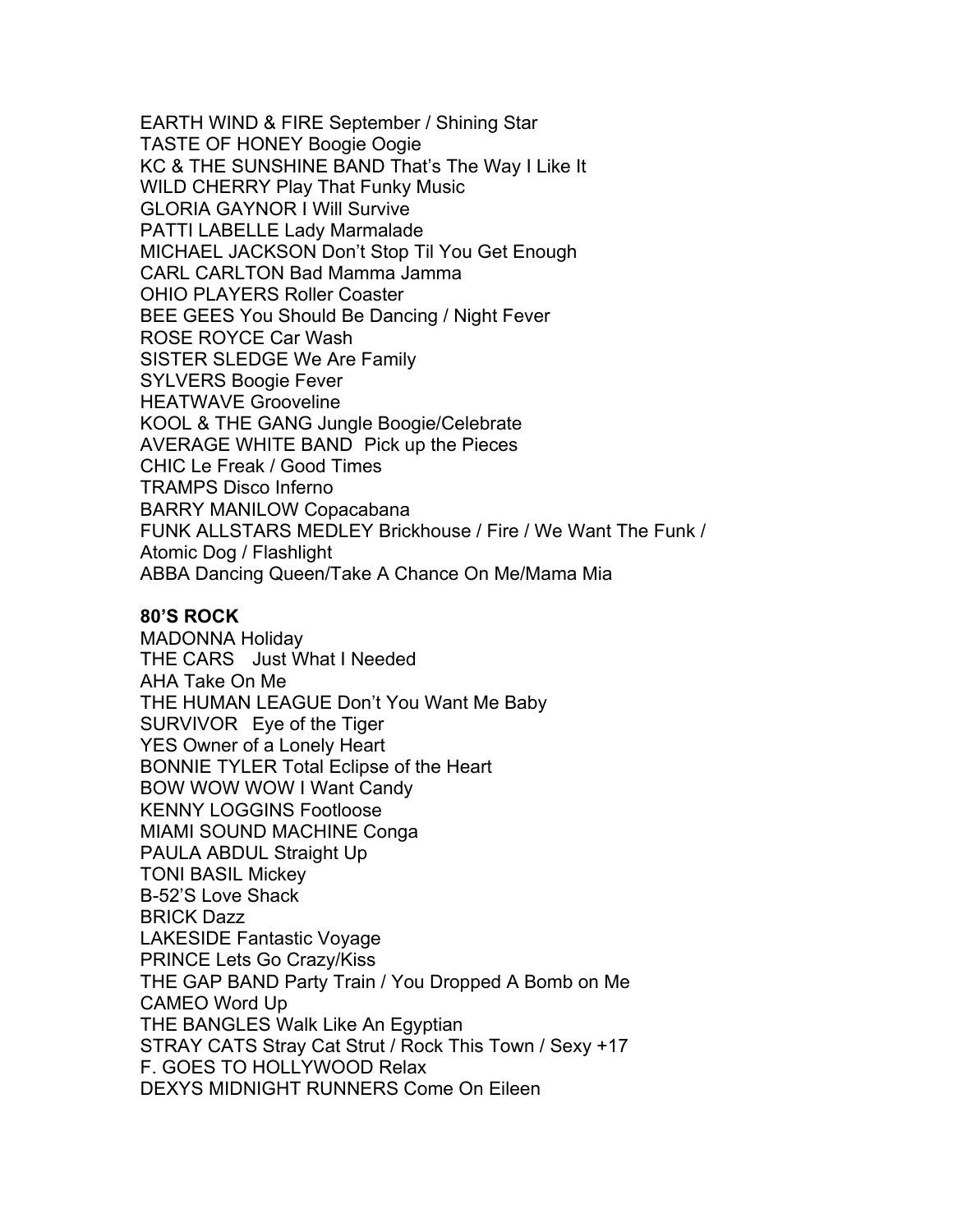EARTH WIND & FIRE September / Shining Star
TASTE OF HONEY Boogie Oogie
KC & THE SUNSHINE BAND That's The Way I Like It
WILD CHERRY Play That Funky Music
GLORIA GAYNOR I Will Survive
PATTI LABELLE Lady Marmalade
MICHAEL JACKSON Don't Stop Til You Get Enough
CARL CARLTON Bad Mamma Jamma
OHIO PLAYERS Roller Coaster
BEE GEES You Should Be Dancing / Night Fever
ROSE ROYCE Car Wash
SISTER SLEDGE We Are Family
SYLVERS Boogie Fever
HEATWAVE Grooveline
KOOL & THE GANG Jungle Boogie/Celebrate
AVERAGE WHITE BAND Pick up the Pieces
CHIC Le Freak / Good Times
TRAMPS Disco Inferno
BARRY MANILOW Copacabana
FUNK ALLSTARS MEDLEY Brickhouse / Fire / We Want The Funk / Atomic Dog / Flashlight
ABBA Dancing Queen/Take A Chance On Me/Mama Mia

**80'S ROCK**

MADONNA Holiday
THE CARS Just What I Needed
AHA Take On Me
THE HUMAN LEAGUE Don't You Want Me Baby
SURVIVOR Eye of the Tiger
YES Owner of a Lonely Heart
BONNIE TYLER Total Eclipse of the Heart
BOW WOW WOW I Want Candy
KENNY LOGGINS Footloose
MIAMI SOUND MACHINE Conga
PAULA ABDUL Straight Up
TONI BASIL Mickey
B-52'S Love Shack
BRICK Dazz
LAKESIDE Fantastic Voyage
PRINCE Lets Go Crazy/Kiss
THE GAP BAND Party Train / You Dropped A Bomb on Me
CAMEO Word Up
THE BANGLES Walk Like An Egyptian
STRAY CATS Stray Cat Strut / Rock This Town / Sexy +17
F. GOES TO HOLLYWOOD Relax
DEXYS MIDNIGHT RUNNERS Come On Eileen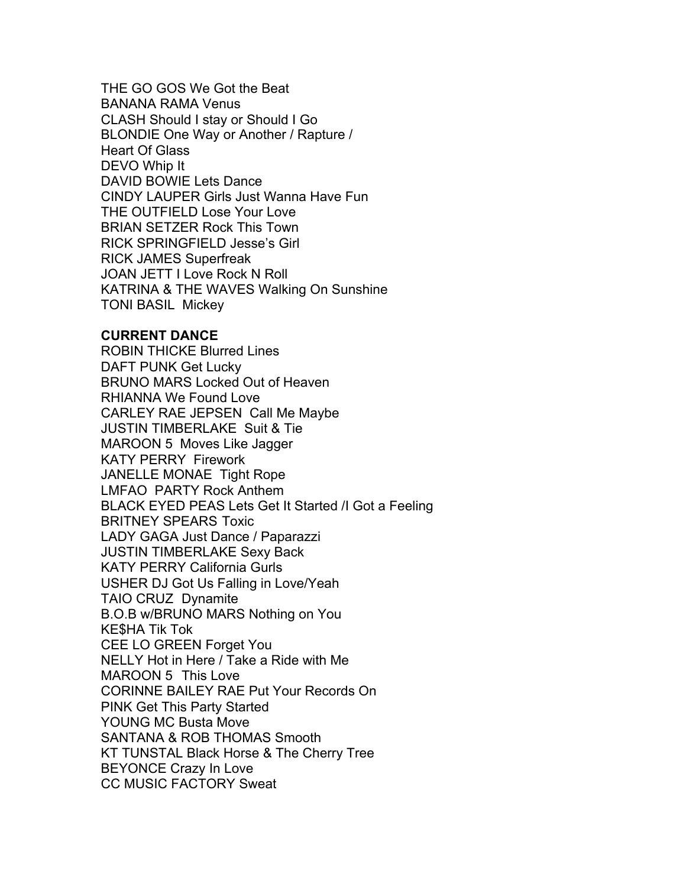THE GO GOS We Got the Beat
BANANA RAMA Venus
CLASH Should I stay or Should I Go
BLONDIE One Way or Another / Rapture / Heart Of Glass
DEVO Whip It
DAVID BOWIE Lets Dance
CINDY LAUPER Girls Just Wanna Have Fun
THE OUTFIELD Lose Your Love
BRIAN SETZER Rock This Town
RICK SPRINGFIELD Jesse's Girl
RICK JAMES Superfreak
JOAN JETT I Love Rock N Roll
KATRINA & THE WAVES Walking On Sunshine
TONI BASIL Mickey

**CURRENT DANCE**

ROBIN THICKE Blurred Lines
DAFT PUNK Get Lucky
BRUNO MARS Locked Out of Heaven
RHIANNA We Found Love
CARLEY RAE JEPSEN Call Me Maybe
JUSTIN TIMBERLAKE Suit & Tie
MAROON 5 Moves Like Jagger
KATY PERRY Firework
JANELLE MONAE Tight Rope
LMFAO PARTY Rock Anthem
BLACK EYED PEAS Lets Get It Started /I Got a Feeling
BRITNEY SPEARS Toxic
LADY GAGA Just Dance / Paparazzi
JUSTIN TIMBERLAKE Sexy Back
KATY PERRY California Gurls
USHER DJ Got Us Falling in Love/Yeah
TAIO CRUZ Dynamite
B.O.B w/BRUNO MARS Nothing on You
KE$HA Tik Tok
CEE LO GREEN Forget You
NELLY Hot in Here / Take a Ride with Me
MAROON 5 This Love
CORINNE BAILEY RAE Put Your Records On
PINK Get This Party Started
YOUNG MC Busta Move
SANTANA & ROB THOMAS Smooth
KT TUNSTAL Black Horse & The Cherry Tree
BEYONCE Crazy In Love
CC MUSIC FACTORY Sweat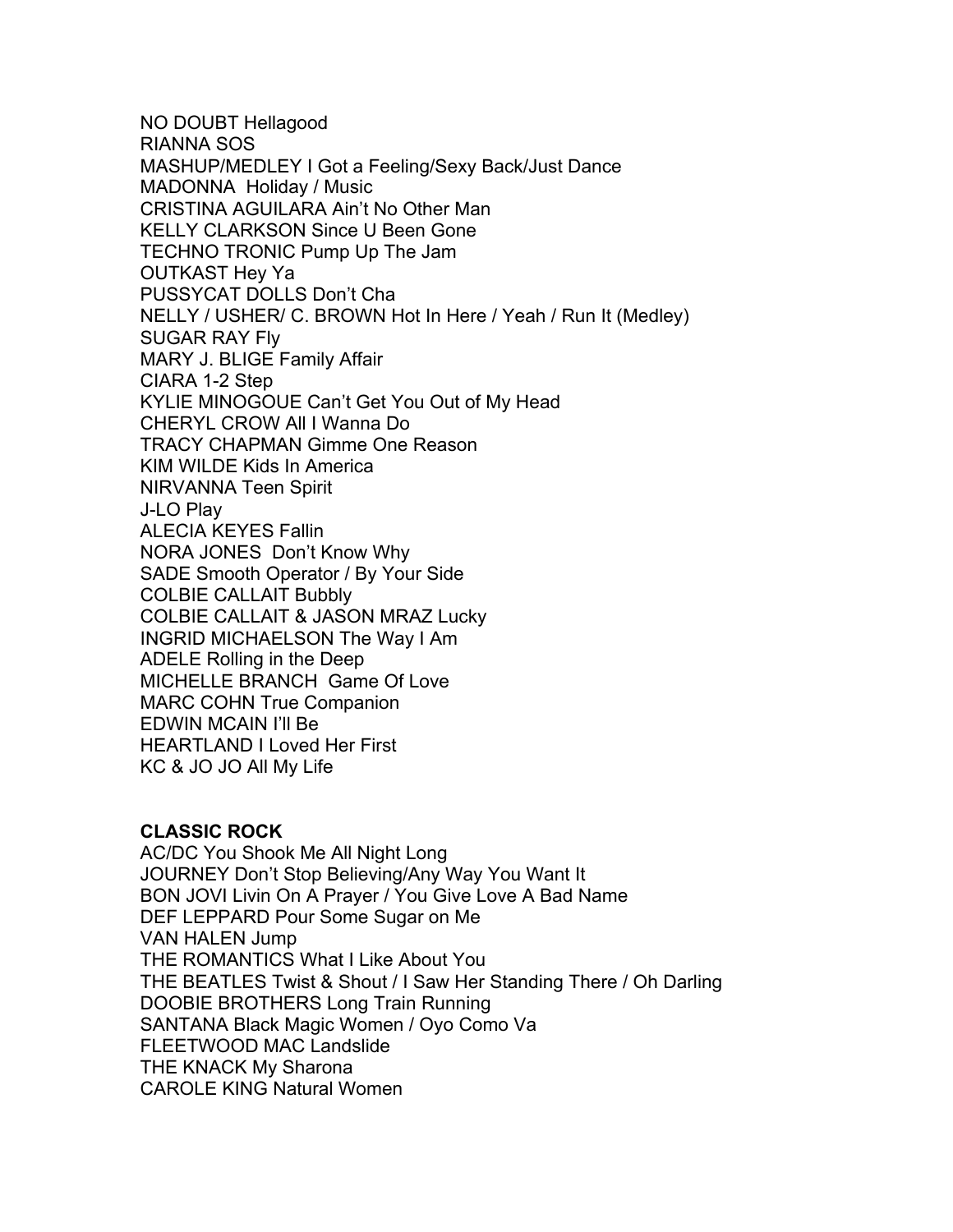NO DOUBT Hellagood
RIANNA SOS
MASHUP/MEDLEY I Got a Feeling/Sexy Back/Just Dance
MADONNA Holiday / Music
CRISTINA AGUILARA Ain't No Other Man
KELLY CLARKSON Since U Been Gone
TECHNO TRONIC Pump Up The Jam
OUTKAST Hey Ya
PUSSYCAT DOLLS Don't Cha
NELLY / USHER/ C. BROWN Hot In Here / Yeah / Run It (Medley)
SUGAR RAY Fly
MARY J. BLIGE Family Affair
CIARA 1-2 Step
KYLIE MINOGOUE Can't Get You Out of My Head
CHERYL CROW All I Wanna Do
TRACY CHAPMAN Gimme One Reason
KIM WILDE Kids In America
NIRVANNA Teen Spirit
J-LO Play
ALECIA KEYES Fallin
NORA JONES Don't Know Why
SADE Smooth Operator / By Your Side
COLBIE CALLAIT Bubbly
COLBIE CALLAIT & JASON MRAZ Lucky
INGRID MICHAELSON The Way I Am
ADELE Rolling in the Deep
MICHELLE BRANCH Game Of Love
MARC COHN True Companion
EDWIN MCAIN I'll Be
HEARTLAND I Loved Her First
KC & JO JO All My Life

**CLASSIC ROCK**
AC/DC You Shook Me All Night Long
JOURNEY Don't Stop Believing/Any Way You Want It
BON JOVI Livin On A Prayer / You Give Love A Bad Name
DEF LEPPARD Pour Some Sugar on Me
VAN HALEN Jump
THE ROMANTICS What I Like About You
THE BEATLES Twist & Shout / I Saw Her Standing There / Oh Darling
DOOBIE BROTHERS Long Train Running
SANTANA Black Magic Women / Oyo Como Va
FLEETWOOD MAC Landslide
THE KNACK My Sharona
CAROLE KING Natural Women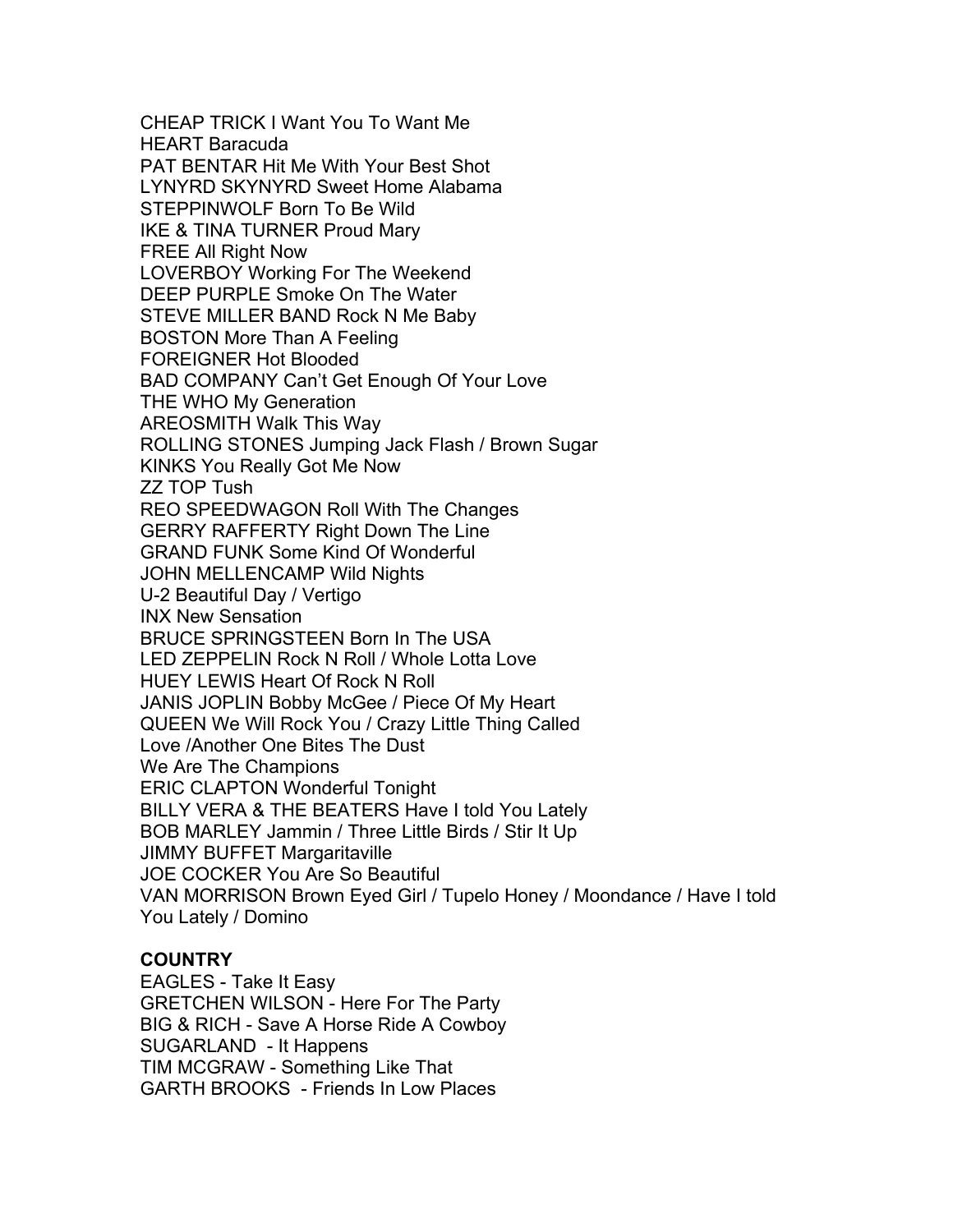CHEAP TRICK I Want You To Want Me
HEART Baracuda
PAT BENTAR Hit Me With Your Best Shot
LYNYRD SKYNYRD Sweet Home Alabama
STEPPINWOLF Born To Be Wild
IKE & TINA TURNER Proud Mary
FREE All Right Now
LOVERBOY Working For The Weekend
DEEP PURPLE Smoke On The Water
STEVE MILLER BAND Rock N Me Baby
BOSTON More Than A Feeling
FOREIGNER Hot Blooded
BAD COMPANY Can't Get Enough Of Your Love
THE WHO My Generation
AREOSMITH Walk This Way
ROLLING STONES Jumping Jack Flash / Brown Sugar
KINKS You Really Got Me Now
ZZ TOP Tush
REO SPEEDWAGON Roll With The Changes
GERRY RAFFERTY Right Down The Line
GRAND FUNK Some Kind Of Wonderful
JOHN MELLENCAMP Wild Nights
U-2 Beautiful Day / Vertigo
INX New Sensation
BRUCE SPRINGSTEEN Born In The USA
LED ZEPPELIN Rock N Roll / Whole Lotta Love
HUEY LEWIS Heart Of Rock N Roll
JANIS JOPLIN Bobby McGee / Piece Of My Heart
QUEEN We Will Rock You / Crazy Little Thing Called Love /Another One Bites The Dust
We Are The Champions
ERIC CLAPTON Wonderful Tonight
BILLY VERA & THE BEATERS Have I told You Lately
BOB MARLEY Jammin / Three Little Birds / Stir It Up
JIMMY BUFFET Margaritaville
JOE COCKER You Are So Beautiful
VAN MORRISON Brown Eyed Girl / Tupelo Honey / Moondance / Have I told You Lately / Domino

**COUNTRY**

EAGLES - Take It Easy
GRETCHEN WILSON - Here For The Party
BIG & RICH - Save A Horse Ride A Cowboy
SUGARLAND - It Happens
TIM MCGRAW - Something Like That
GARTH BROOKS - Friends In Low Places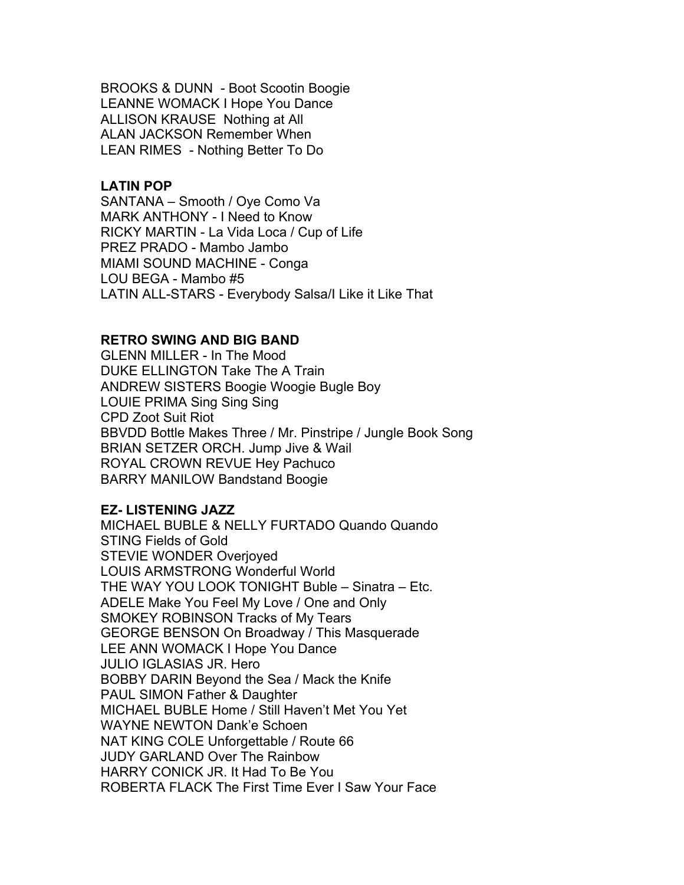BROOKS & DUNN  - Boot Scootin Boogie
LEANNE WOMACK I Hope You Dance
ALLISON KRAUSE  Nothing at All
ALAN JACKSON Remember When
LEAN RIMES  - Nothing Better To Do

**LATIN POP**

SANTANA – Smooth / Oye Como Va
MARK ANTHONY - I Need to Know
RICKY MARTIN - La Vida Loca / Cup of Life
PREZ PRADO - Mambo Jambo
MIAMI SOUND MACHINE - Conga
LOU BEGA - Mambo #5
LATIN ALL-STARS - Everybody Salsa/I Like it Like That

**RETRO SWING AND BIG BAND**

GLENN MILLER - In The Mood
DUKE ELLINGTON Take The A Train
ANDREW SISTERS Boogie Woogie Bugle Boy
LOUIE PRIMA Sing Sing Sing
CPD Zoot Suit Riot
BBVDD Bottle Makes Three / Mr. Pinstripe / Jungle Book Song
BRIAN SETZER ORCH. Jump Jive & Wail
ROYAL CROWN REVUE Hey Pachuco
BARRY MANILOW Bandstand Boogie

**EZ- LISTENING JAZZ**

MICHAEL BUBLE & NELLY FURTADO Quando Quando
STING Fields of Gold
STEVIE WONDER Overjoyed
LOUIS ARMSTRONG Wonderful World
THE WAY YOU LOOK TONIGHT Buble – Sinatra – Etc.
ADELE Make You Feel My Love / One and Only
SMOKEY ROBINSON Tracks of My Tears
GEORGE BENSON On Broadway / This Masquerade
LEE ANN WOMACK I Hope You Dance
JULIO IGLASIAS JR. Hero
BOBBY DARIN Beyond the Sea / Mack the Knife
PAUL SIMON Father & Daughter
MICHAEL BUBLE Home / Still Haven't Met You Yet
WAYNE NEWTON Dank'e Schoen
NAT KING COLE Unforgettable / Route 66
JUDY GARLAND Over The Rainbow
HARRY CONICK JR. It Had To Be You
ROBERTA FLACK The First Time Ever I Saw Your Face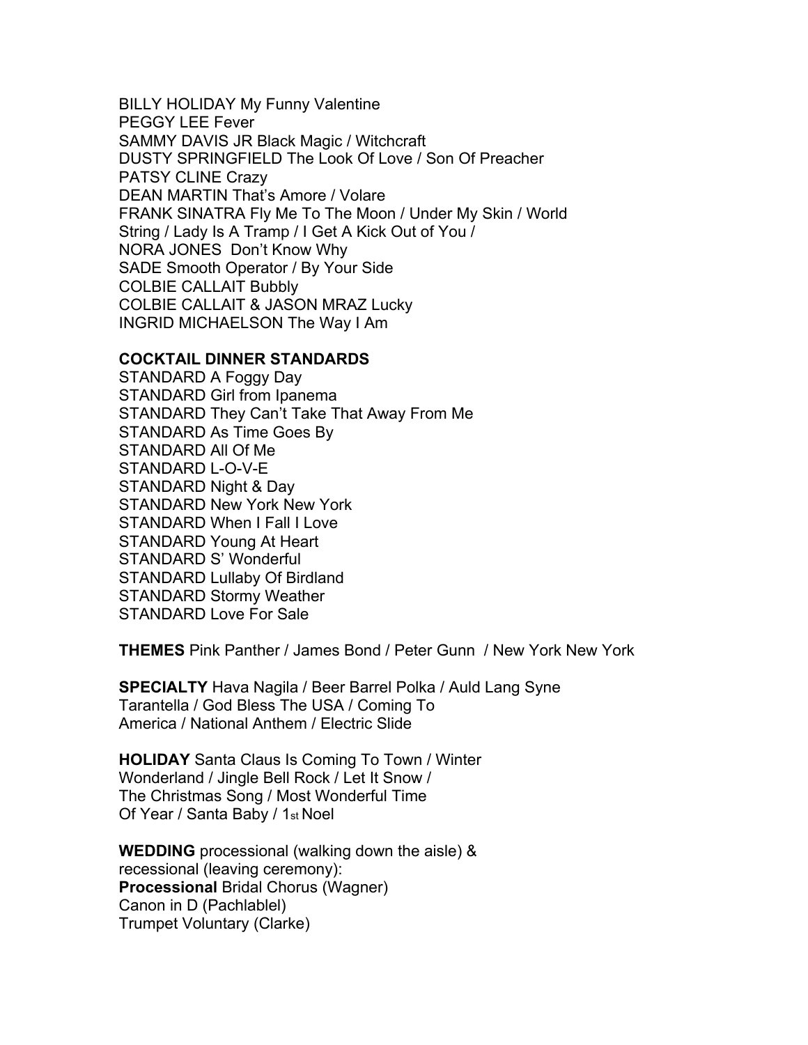BILLY HOLIDAY My Funny Valentine
PEGGY LEE Fever
SAMMY DAVIS JR Black Magic / Witchcraft
DUSTY SPRINGFIELD The Look Of Love / Son Of Preacher
PATSY CLINE Crazy
DEAN MARTIN That's Amore / Volare
FRANK SINATRA Fly Me To The Moon / Under My Skin / World String / Lady Is A Tramp / I Get A Kick Out of You /
NORA JONES Don't Know Why
SADE Smooth Operator / By Your Side
COLBIE CALLAIT Bubbly
COLBIE CALLAIT & JASON MRAZ Lucky
INGRID MICHAELSON The Way I Am

**COCKTAIL DINNER STANDARDS**
STANDARD A Foggy Day
STANDARD Girl from Ipanema
STANDARD They Can't Take That Away From Me
STANDARD As Time Goes By
STANDARD All Of Me
STANDARD L-O-V-E
STANDARD Night & Day
STANDARD New York New York
STANDARD When I Fall I Love
STANDARD Young At Heart
STANDARD S' Wonderful
STANDARD Lullaby Of Birdland
STANDARD Stormy Weather
STANDARD Love For Sale

**THEMES** Pink Panther / James Bond / Peter Gunn / New York New York

**SPECIALTY** Hava Nagila / Beer Barrel Polka / Auld Lang Syne Tarantella / God Bless The USA / Coming To America / National Anthem / Electric Slide

**HOLIDAY** Santa Claus Is Coming To Town / Winter Wonderland / Jingle Bell Rock / Let It Snow / The Christmas Song / Most Wonderful Time Of Year / Santa Baby / 1st Noel

**WEDDING** processional (walking down the aisle) & recessional (leaving ceremony):
**Processional** Bridal Chorus (Wagner)
Canon in D (Pachlablel)
Trumpet Voluntary (Clarke)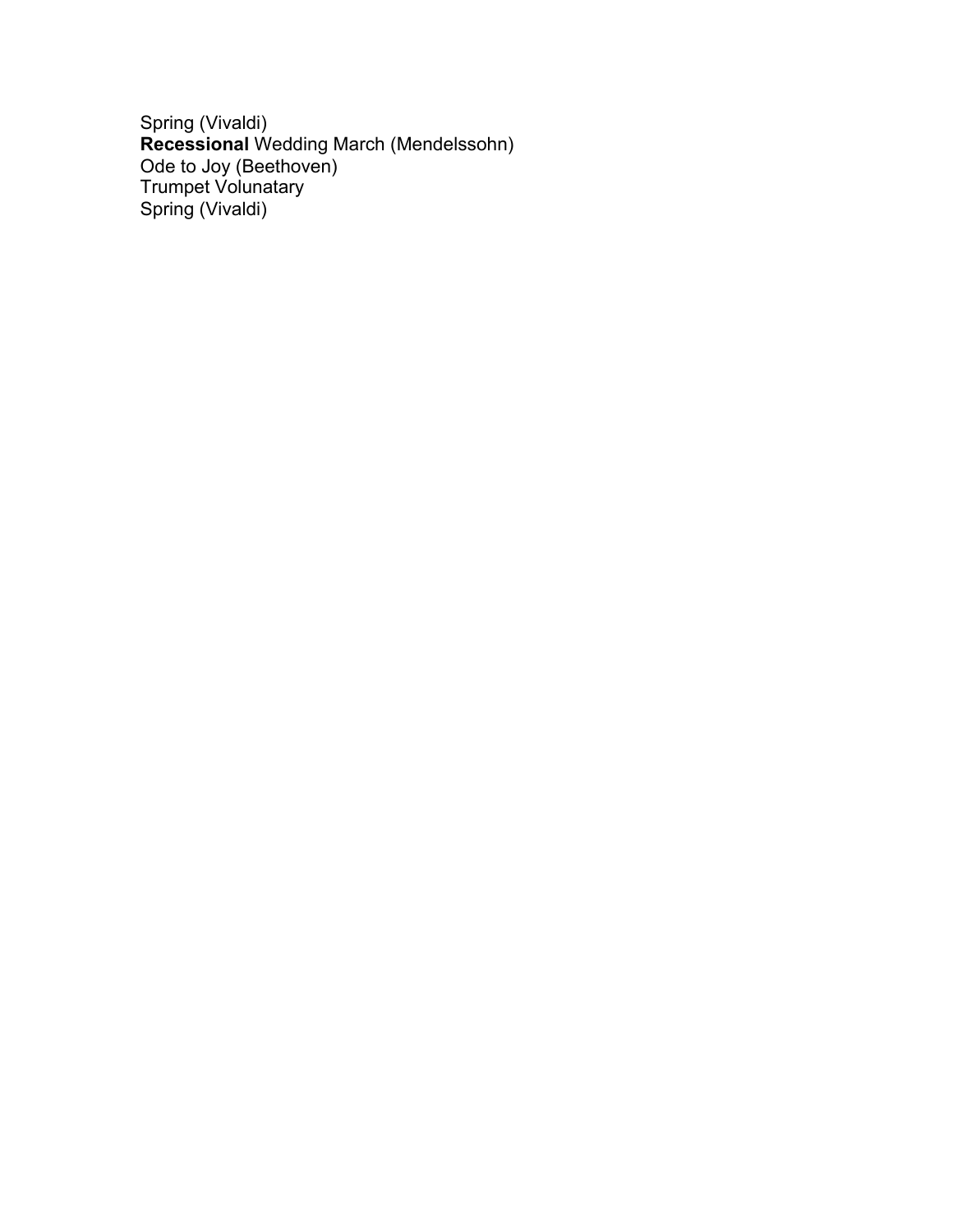Spring (Vivaldi)
**Recessional** Wedding March (Mendelssohn)
Ode to Joy (Beethoven)
Trumpet Volunatary
Spring (Vivaldi)